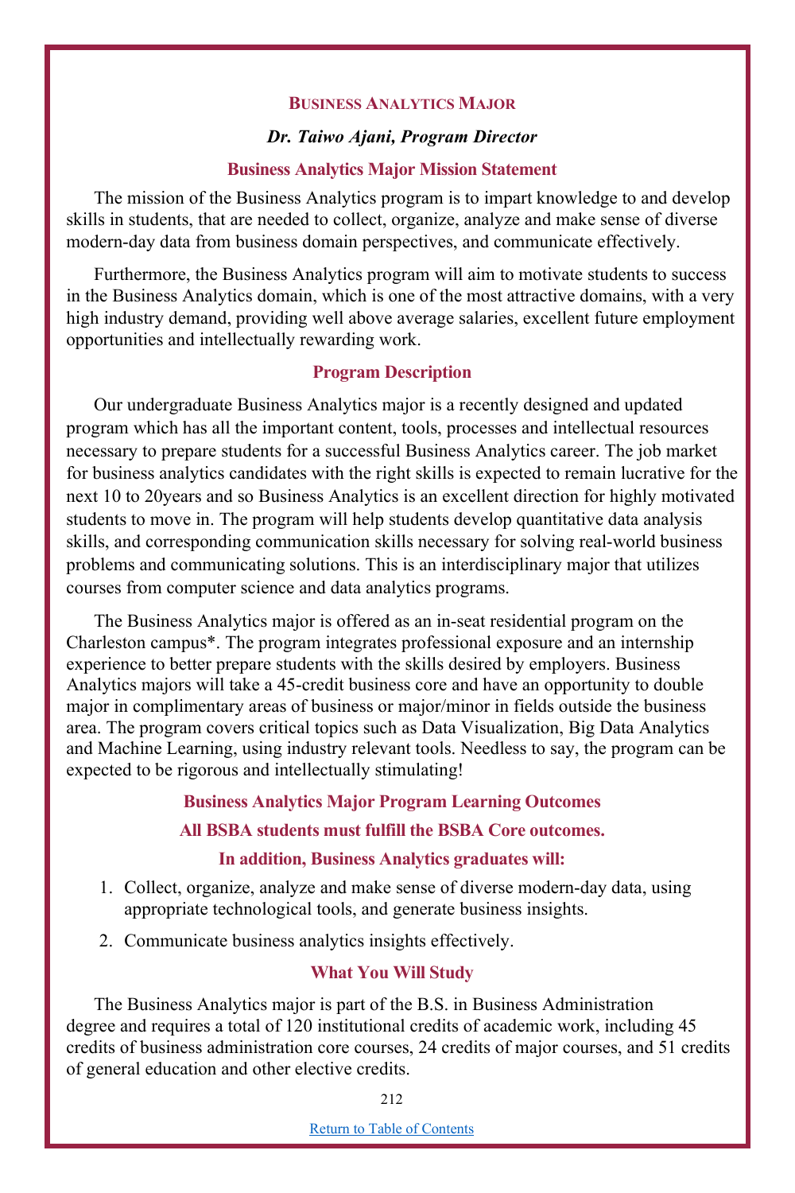# Business Analytics Major

***Dr. Taiwo Ajani, Program Director***

## Business Analytics Major Mission Statement

The mission of the Business Analytics program is to impart knowledge to and develop skills in students, that are needed to collect, organize, analyze and make sense of diverse modern-day data from business domain perspectives, and communicate effectively.

Furthermore, the Business Analytics program will aim to motivate students to success in the Business Analytics domain, which is one of the most attractive domains, with a very high industry demand, providing well above average salaries, excellent future employment opportunities and intellectually rewarding work.

## Program Description

Our undergraduate Business Analytics major is a recently designed and updated program which has all the important content, tools, processes and intellectual resources necessary to prepare students for a successful Business Analytics career. The job market for business analytics candidates with the right skills is expected to remain lucrative for the next 10 to 20years and so Business Analytics is an excellent direction for highly motivated students to move in. The program will help students develop quantitative data analysis skills, and corresponding communication skills necessary for solving real-world business problems and communicating solutions. This is an interdisciplinary major that utilizes courses from computer science and data analytics programs.

The Business Analytics major is offered as an in-seat residential program on the Charleston campus*. The program integrates professional exposure and an internship experience to better prepare students with the skills desired by employers. Business Analytics majors will take a 45-credit business core and have an opportunity to double major in complimentary areas of business or major/minor in fields outside the business area. The program covers critical topics such as Data Visualization, Big Data Analytics and Machine Learning, using industry relevant tools. Needless to say, the program can be expected to be rigorous and intellectually stimulating!

## Business Analytics Major Program Learning Outcomes

**All BSBA students must fulfill the BSBA Core outcomes.**

**In addition, Business Analytics graduates will:**

1. Collect, organize, analyze and make sense of diverse modern-day data, using appropriate technological tools, and generate business insights.
2. Communicate business analytics insights effectively.

## What You Will Study

The Business Analytics major is part of the B.S. in Business Administration degree and requires a total of 120 institutional credits of academic work, including 45 credits of business administration core courses, 24 credits of major courses, and 51 credits of general education and other elective credits.

[Return to Table of Contents]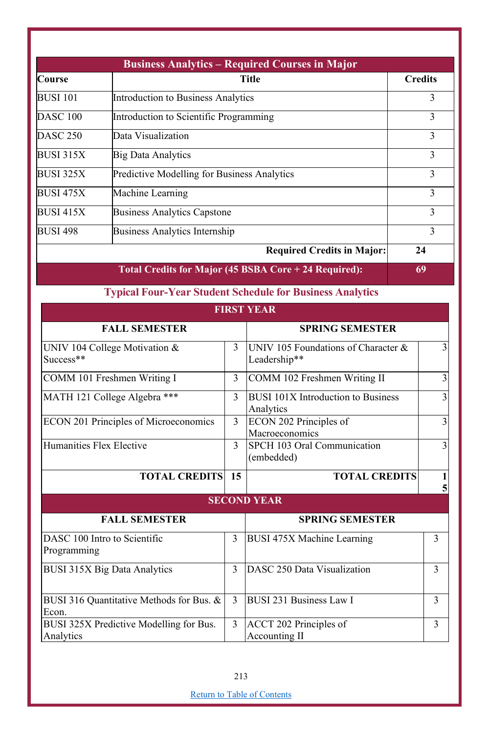| Business Analytics – Required Courses in Major | | |
|---|---|---|
| **Course** | **Title** | **Credits** |
| BUSI 101 | Introduction to Business Analytics | 3 |
| DASC 100 | Introduction to Scientific Programming | 3 |
| DASC 250 | Data Visualization | 3 |
| BUSI 315X | Big Data Analytics | 3 |
| BUSI 325X | Predictive Modelling for Business Analytics | 3 |
| BUSI 475X | Machine Learning | 3 |
| BUSI 415X | Business Analytics Capstone | 3 |
| BUSI 498 | Business Analytics Internship | 3 |
| | **Required Credits in Major:** | **24** |
| | **Total Credits for Major (45 BSBA Core + 24 Required):** | **69** |

## Typical Four-Year Student Schedule for Business Analytics

| FIRST YEAR | | | |
|---|---|---|---|
| **FALL SEMESTER** | | **SPRING SEMESTER** | |
| UNIV 104 College Motivation & Success** | 3 | UNIV 105 Foundations of Character & Leadership** | 3 |
| COMM 101 Freshmen Writing I | 3 | COMM 102 Freshmen Writing II | 3 |
| MATH 121 College Algebra *** | 3 | BUSI 101X Introduction to Business Analytics | 3 |
| ECON 201 Principles of Microeconomics | 3 | ECON 202 Principles of Macroeconomics | 3 |
| Humanities Flex Elective | 3 | SPCH 103 Oral Communication (embedded) | 3 |
| **TOTAL CREDITS** | **15** | **TOTAL CREDITS** | **15** |

| SECOND YEAR | | | |
|---|---|---|---|
| **FALL SEMESTER** | | **SPRING SEMESTER** | |
| DASC 100 Intro to Scientific Programming | 3 | BUSI 475X Machine Learning | 3 |
| BUSI 315X Big Data Analytics | 3 | DASC 250 Data Visualization | 3 |
| BUSI 316 Quantitative Methods for Bus. & Econ. | 3 | BUSI 231 Business Law I | 3 |
| BUSI 325X Predictive Modelling for Bus. Analytics | 3 | ACCT 202 Principles of Accounting II | 3 |

[Return to Table of Contents]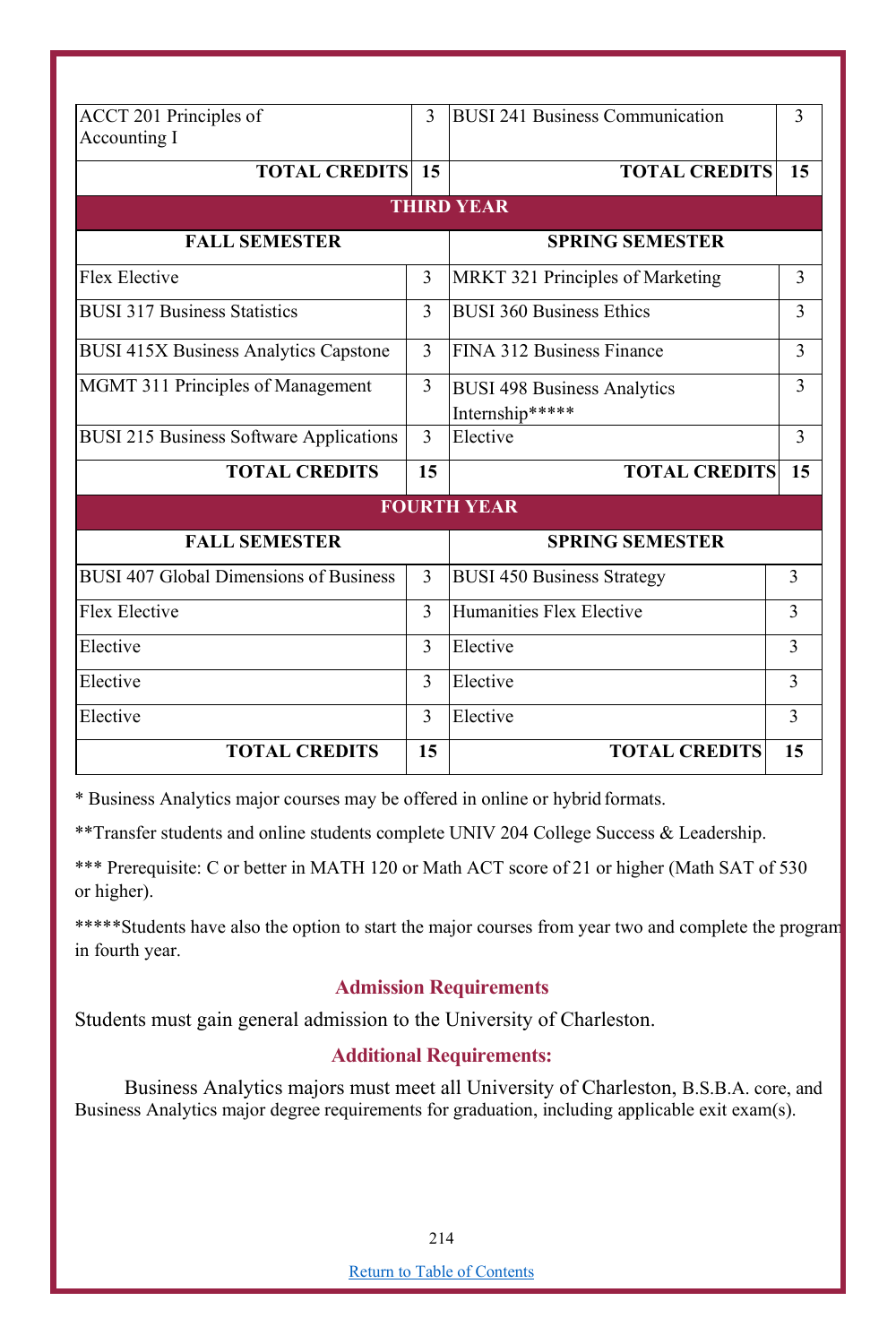| | | | |
|---|---|---|---|
| ACCT 201 Principles of Accounting I | 3 | BUSI 241 Business Communication | 3 |
| **TOTAL CREDITS** | **15** | **TOTAL CREDITS** | **15** |
| **THIRD YEAR** | | | |
| **FALL SEMESTER** | | **SPRING SEMESTER** | |
| Flex Elective | 3 | MRKT 321 Principles of Marketing | 3 |
| BUSI 317 Business Statistics | 3 | BUSI 360 Business Ethics | 3 |
| BUSI 415X Business Analytics Capstone | 3 | FINA 312 Business Finance | 3 |
| MGMT 311 Principles of Management | 3 | BUSI 498 Business Analytics Internship***** | 3 |
| BUSI 215 Business Software Applications | 3 | Elective | 3 |
| **TOTAL CREDITS** | **15** | **TOTAL CREDITS** | **15** |
| **FOURTH YEAR** | | | |
| **FALL SEMESTER** | | **SPRING SEMESTER** | |
| BUSI 407 Global Dimensions of Business | 3 | BUSI 450 Business Strategy | 3 |
| Flex Elective | 3 | Humanities Flex Elective | 3 |
| Elective | 3 | Elective | 3 |
| Elective | 3 | Elective | 3 |
| Elective | 3 | Elective | 3 |
| **TOTAL CREDITS** | **15** | **TOTAL CREDITS** | **15** |

* Business Analytics major courses may be offered in online or hybrid formats.

**Transfer students and online students complete UNIV 204 College Success & Leadership.

*** Prerequisite: C or better in MATH 120 or Math ACT score of 21 or higher (Math SAT of 530 or higher).

*****Students have also the option to start the major courses from year two and complete the program in fourth year.

## Admission Requirements

Students must gain general admission to the University of Charleston.

## Additional Requirements:

Business Analytics majors must meet all University of Charleston, B.S.B.A. core, and Business Analytics major degree requirements for graduation, including applicable exit exam(s).